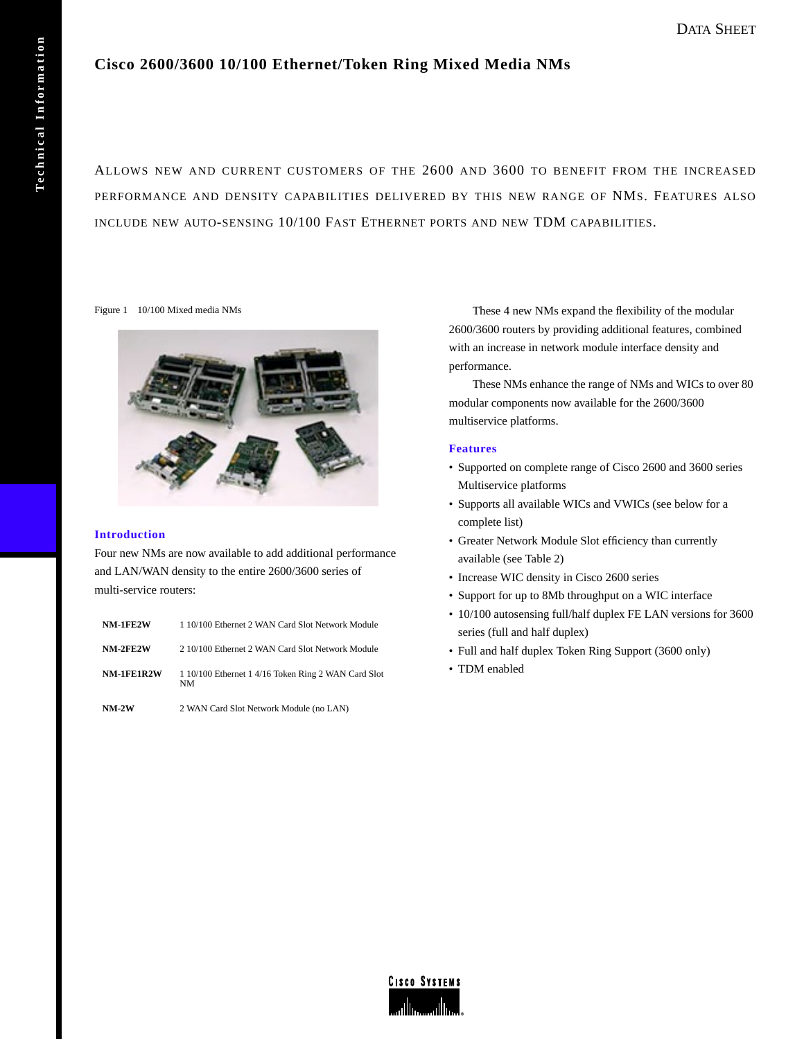# Cisco 2600/3600 10/100 Ethernet/Token Ring Mixed Media NMs

ALLOWS NEW AND CURRENT CUSTOMERS OF THE 2600 AND 3600 TO BENEFIT FROM THE INCREASED PERFORMANCE AND DENSITY CAPABILITIES DELIVERED BY THIS NEW RANGE OF NMS. FEATURES ALSO INCLUDE NEW AUTO-SENSING 10/100 FAST ETHERNET PORTS AND NEW TDM CAPABILITIES.

Figure 1 10/100 Mixed media NMs

## Introduction

Four new NMs are now available to add additional performance and LAN/WAN density to the entire 2600/3600 series of multi-service routers:

| | |
|---|---|
| **NM-1FE2W** | 1 10/100 Ethernet 2 WAN Card Slot Network Module |
| **NM-2FE2W** | 2 10/100 Ethernet 2 WAN Card Slot Network Module |
| **NM-1FE1R2W** | 1 10/100 Ethernet 1 4/16 Token Ring 2 WAN Card Slot NM |
| **NM-2W** | 2 WAN Card Slot Network Module (no LAN) |

These 4 new NMs expand the flexibility of the modular 2600/3600 routers by providing additional features, combined with an increase in network module interface density and performance.

These NMs enhance the range of NMs and WICs to over 80 modular components now available for the 2600/3600 multiservice platforms.

## Features

- Supported on complete range of Cisco 2600 and 3600 series Multiservice platforms
- Supports all available WICs and VWICs (see below for a complete list)
- Greater Network Module Slot efficiency than currently available (see Table 2)
- Increase WIC density in Cisco 2600 series
- Support for up to 8Mb throughput on a WIC interface
- 10/100 autosensing full/half duplex FE LAN versions for 3600 series (full and half duplex)
- Full and half duplex Token Ring Support (3600 only)
- TDM enabled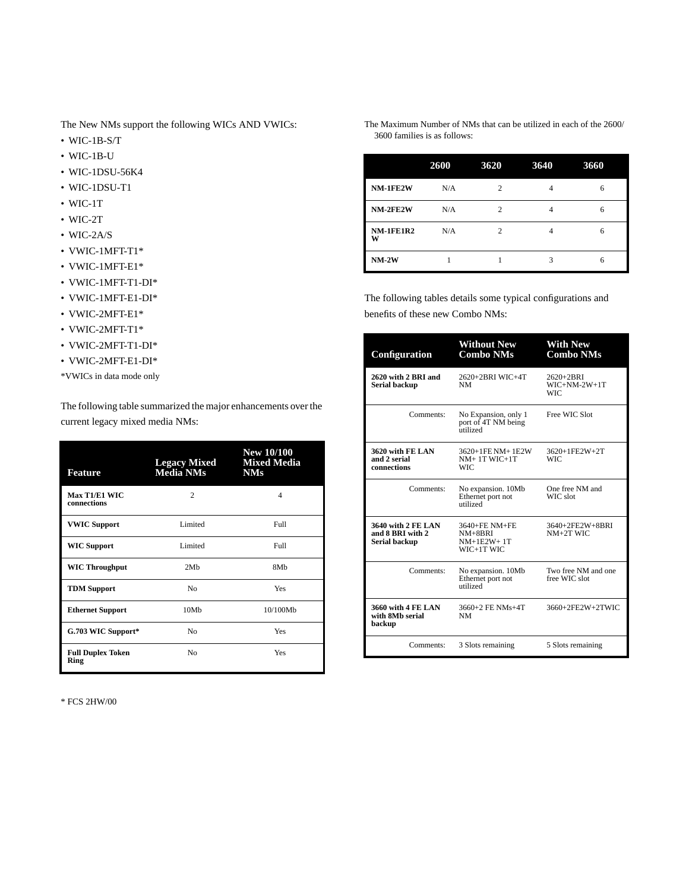The New NMs support the following WICs AND VWICs:

- WIC-1B-S/T
- WIC-1B-U
- WIC-1DSU-56K4
- WIC-1DSU-T1
- WIC-1T
- WIC-2T
- WIC-2A/S
- VWIC-1MFT-T1*
- VWIC-1MFT-E1*
- VWIC-1MFT-T1-DI*
- VWIC-1MFT-E1-DI*
- VWIC-2MFT-E1*
- VWIC-2MFT-T1*
- VWIC-2MFT-T1-DI*
- VWIC-2MFT-E1-DI*

*VWICs in data mode only

The following table summarized the major enhancements over the current legacy mixed media NMs:

| Feature | Legacy Mixed Media NMs | New 10/100 Mixed Media NMs |
|---|---|---|
| **Max T1/E1 WIC connections** | 2 | 4 |
| **VWIC Support** | Limited | Full |
| **WIC Support** | Limited | Full |
| **WIC Throughput** | 2Mb | 8Mb |
| **TDM Support** | No | Yes |
| **Ethernet Support** | 10Mb | 10/100Mb |
| **G.703 WIC Support*** | No | Yes |
| **Full Duplex Token Ring** | No | Yes |

* FCS 2HW/00

The Maximum Number of NMs that can be utilized in each of the 2600/3600 families is as follows:

| | 2600 | 3620 | 3640 | 3660 |
|---|---|---|---|---|
| **NM-1FE2W** | N/A | 2 | 4 | 6 |
| **NM-2FE2W** | N/A | 2 | 4 | 6 |
| **NM-1FE1R2W** | N/A | 2 | 4 | 6 |
| **NM-2W** | 1 | 1 | 3 | 6 |

The following tables details some typical configurations and benefits of these new Combo NMs:

| Configuration | Without New Combo NMs | With New Combo NMs |
|---|---|---|
| **2620 with 2 BRI and Serial backup** | 2620+2BRI WIC+4T NM | 2620+2BRI WIC+NM-2W+1T WIC |
| Comments: | No Expansion, only 1 port of 4T NM being utilized | Free WIC Slot |
| **3620 with FE LAN and 2 serial connections** | 3620+1FE NM+ 1E2W NM+ 1T WIC+1T WIC | 3620+1FE2W+2T WIC |
| Comments: | No expansion. 10Mb Ethernet port not utilized | One free NM and WIC slot |
| **3640 with 2 FE LAN and 8 BRI with 2 Serial backup** | 3640+FE NM+FE NM+8BRI NM+1E2W+ 1T WIC+1T WIC | 3640+2FE2W+8BRI NM+2T WIC |
| Comments: | No expansion. 10Mb Ethernet port not utilized | Two free NM and one free WIC slot |
| **3660 with 4 FE LAN with 8Mb serial backup** | 3660+2 FE NMs+4T NM | 3660+2FE2W+2TWIC |
| Comments: | 3 Slots remaining | 5 Slots remaining |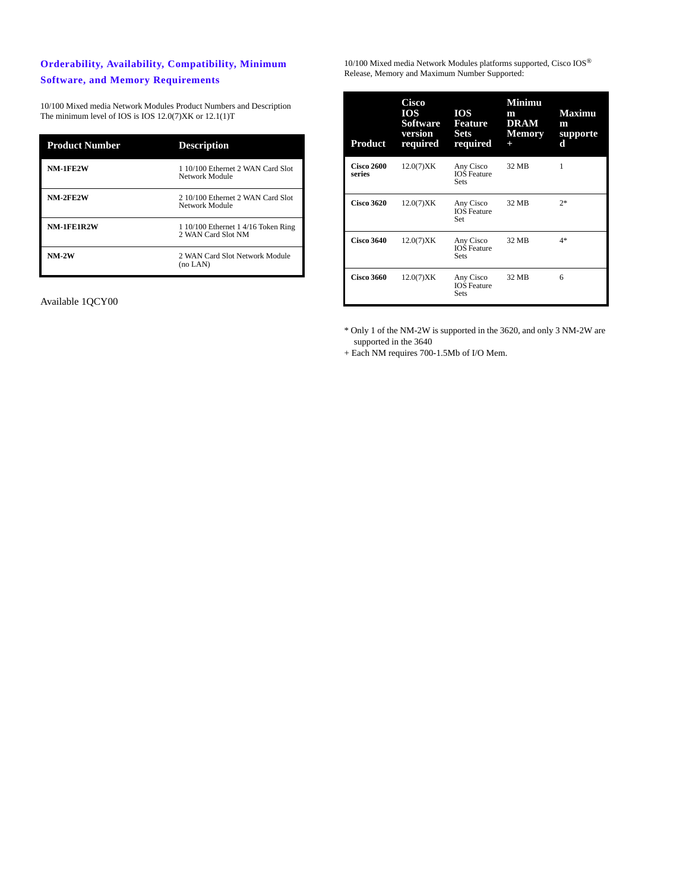## Orderability, Availability, Compatibility, Minimum Software, and Memory Requirements

10/100 Mixed media Network Modules Product Numbers and Description
The minimum level of IOS is IOS 12.0(7)XK or 12.1(1)T

| Product Number | Description |
|---|---|
| **NM-1FE2W** | 1 10/100 Ethernet 2 WAN Card Slot Network Module |
| **NM-2FE2W** | 2 10/100 Ethernet 2 WAN Card Slot Network Module |
| **NM-1FE1R2W** | 1 10/100 Ethernet 1 4/16 Token Ring 2 WAN Card Slot NM |
| **NM-2W** | 2 WAN Card Slot Network Module (no LAN) |

Available 1QCY00

10/100 Mixed media Network Modules platforms supported, Cisco IOS® Release, Memory and Maximum Number Supported:

| Product | Cisco IOS Software version required | IOS Feature Sets required | Minimum DRAM Memory + | Maximum supported |
|---|---|---|---|---|
| **Cisco 2600 series** | 12.0(7)XK | Any Cisco IOS Feature Sets | 32 MB | 1 |
| **Cisco 3620** | 12.0(7)XK | Any Cisco IOS Feature Set | 32 MB | 2* |
| **Cisco 3640** | 12.0(7)XK | Any Cisco IOS Feature Sets | 32 MB | 4* |
| **Cisco 3660** | 12.0(7)XK | Any Cisco IOS Feature Sets | 32 MB | 6 |

* Only 1 of the NM-2W is supported in the 3620, and only 3 NM-2W are supported in the 3640

+ Each NM requires 700-1.5Mb of I/O Mem.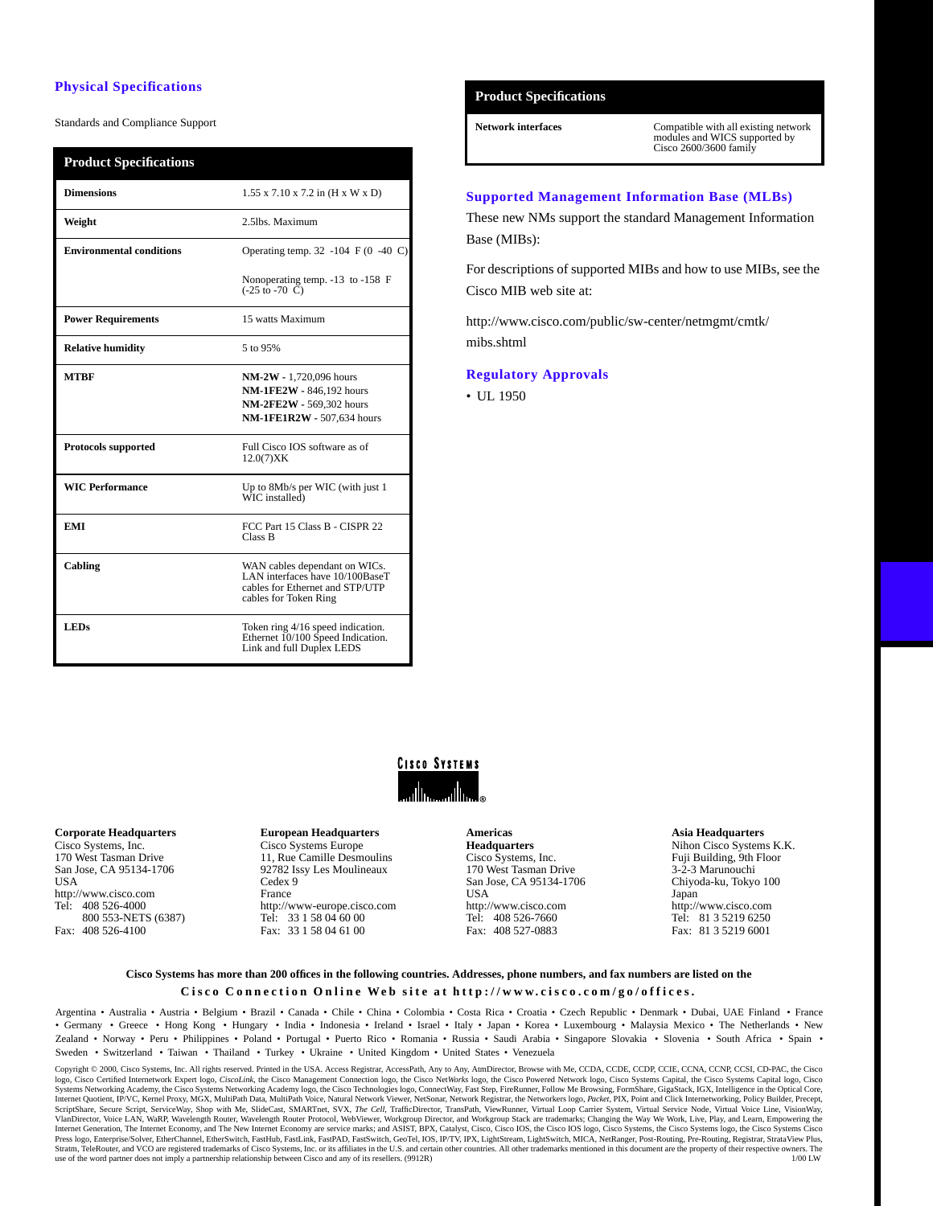## Physical Specifications

Standards and Compliance Support

| Product Specifications | |
|---|---|
| **Dimensions** | 1.55 x 7.10 x 7.2 in (H x W x D) |
| **Weight** | 2.5lbs. Maximum |
| **Environmental conditions** | Operating temp. 32 -104 F (0 -40 C)<br><br>Nonoperating temp. -13 to -158 F (-25 to -70 C) |
| **Power Requirements** | 15 watts Maximum |
| **Relative humidity** | 5 to 95% |
| **MTBF** | **NM-2W** - 1,720,096 hours<br>**NM-1FE2W** - 846,192 hours<br>**NM-2FE2W** - 569,302 hours<br>**NM-1FE1R2W** - 507,634 hours |
| **Protocols supported** | Full Cisco IOS software as of 12.0(7)XK |
| **WIC Performance** | Up to 8Mb/s per WIC (with just 1 WIC installed) |
| **EMI** | FCC Part 15 Class B - CISPR 22 Class B |
| **Cabling** | WAN cables dependant on WICs. LAN interfaces have 10/100BaseT cables for Ethernet and STP/UTP cables for Token Ring |
| **LEDs** | Token ring 4/16 speed indication. Ethernet 10/100 Speed Indication. Link and full Duplex LEDS |

| Product Specifications | |
|---|---|
| **Network interfaces** | Compatible with all existing network modules and WICS supported by Cisco 2600/3600 family |

## Supported Management Information Base (MLBs)

These new NMs support the standard Management Information Base (MIBs):

For descriptions of supported MIBs and how to use MIBs, see the Cisco MIB web site at:

http://www.cisco.com/public/sw-center/netmgmt/cmtk/mibs.shtml

## Regulatory Approvals

- UL 1950

Cisco Systems

**Corporate Headquarters**
Cisco Systems, Inc.
170 West Tasman Drive
San Jose, CA 95134-1706
USA
http://www.cisco.com
Tel: 408 526-4000
800 553-NETS (6387)
Fax: 408 526-4100

**European Headquarters**
Cisco Systems Europe
11, Rue Camille Desmoulins
92782 Issy Les Moulineaux
Cedex 9
France
http://www-europe.cisco.com
Tel: 33 1 58 04 60 00
Fax: 33 1 58 04 61 00

**Americas Headquarters**
Cisco Systems, Inc.
170 West Tasman Drive
San Jose, CA 95134-1706
USA
http://www.cisco.com
Tel: 408 526-7660
Fax: 408 527-0883

**Asia Headquarters**
Nihon Cisco Systems K.K.
Fuji Building, 9th Floor
3-2-3 Marunouchi
Chiyoda-ku, Tokyo 100
Japan
http://www.cisco.com
Tel: 81 3 5219 6250
Fax: 81 3 5219 6001

**Cisco Systems has more than 200 offices in the following countries. Addresses, phone numbers, and fax numbers are listed on the Cisco Connection Online Web site at http://www.cisco.com/go/offices.**

Argentina • Australia • Austria • Belgium • Brazil • Canada • Chile • China • Colombia • Costa Rica • Croatia • Czech Republic • Denmark • Dubai, UAE Finland • France • Germany • Greece • Hong Kong • Hungary • India • Indonesia • Ireland • Israel • Italy • Japan • Korea • Luxembourg • Malaysia Mexico • The Netherlands • New Zealand • Norway • Peru • Philippines • Poland • Portugal • Puerto Rico • Romania • Russia • Saudi Arabia • Singapore Slovakia • Slovenia • South Africa • Spain • Sweden • Switzerland • Taiwan • Thailand • Turkey • Ukraine • United Kingdom • United States • Venezuela

Copyright © 2000, Cisco Systems, Inc. All rights reserved. Printed in the USA. Access Registrar, AccessPath, Any to Any, AtmDirector, Browse with Me, CCDA, CCDE, CCDP, CCIE, CCNA, CCNP, CCSI, CD-PAC, the Cisco logo, Cisco Certified Internetwork Expert logo, *CiscoLink*, the Cisco Management Connection logo, the Cisco Net*Works* logo, the Cisco Powered Network logo, Cisco Systems Capital, the Cisco Systems Capital logo, Cisco Systems Networking Academy, the Cisco Systems Networking Academy logo, the Cisco Technologies logo, ConnectWay, Fast Step, FireRunner, Follow Me Browsing, FormShare, GigaStack, IGX, Intelligence in the Optical Core, Internet Quotient, IP/VC, Kernel Proxy, MGX, MultiPath Data, MultiPath Voice, Natural Network Viewer, NetSonar, Network Registrar, the Networkers logo, *Packet*, PIX, Point and Click Internetworking, Policy Builder, Precept, ScriptShare, Secure Script, ServiceWay, Shop with Me, SlideCast, SMARTnet, SVX, *The Cell*, TrafficDirector, TransPath, ViewRunner, Virtual Loop Carrier System, Virtual Service Node, Virtual Voice Line, VisionWay, VlanDirector, Voice LAN, WaRP, Wavelength Router, Wavelength Router Protocol, WebViewer, Workgroup Director, and Workgroup Stack are trademarks; Changing the Way We Work, Live, Play, and Learn, Empowering the Internet Generation, The Internet Economy, and The New Internet Economy are service marks; and ASIST, BPX, Catalyst, Cisco, Cisco IOS, the Cisco IOS logo, Cisco Systems, the Cisco Systems logo, the Cisco Systems Cisco Press logo, Enterprise/Solver, EtherChannel, EtherSwitch, FastHub, FastLink, FastPAD, FastSwitch, GeoTel, IOS, IP/TV, IPX, LightStream, LightSwitch, MICA, NetRanger, Post-Routing, Pre-Routing, Registrar, StrataView Plus, Stratm, TeleRouter, and VCO are registered trademarks of Cisco Systems, Inc. or its affiliates in the U.S. and certain other countries. All other trademarks mentioned in this document are the property of their respective owners. The use of the word partner does not imply a partnership relationship between Cisco and any of its resellers. (9912R) 1/00 LW